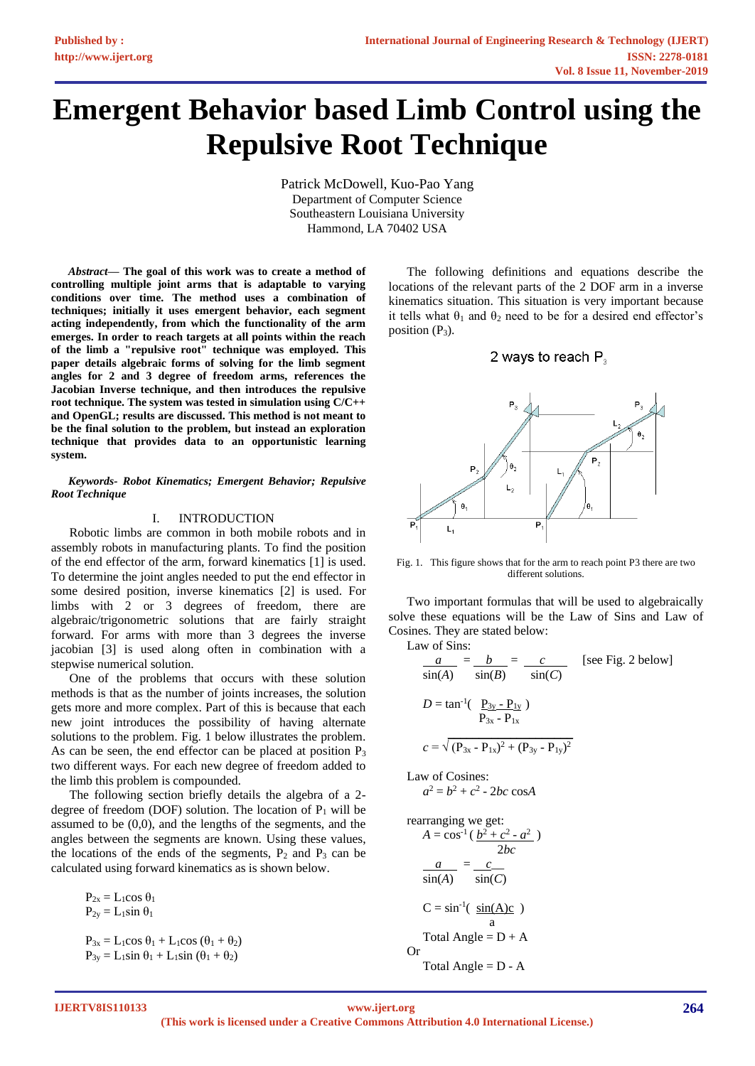# Emergent Behavior based Limb Control using the Repulsive Root Technique

Patrick McDowell, Kuo-Pao Yang
Department of Computer Science
Southeastern Louisiana University
Hammond, LA 70402 USA

***Abstract*— The goal of this work was to create a method of controlling multiple joint arms that is adaptable to varying conditions over time. The method uses a combination of techniques; initially it uses emergent behavior, each segment acting independently, from which the functionality of the arm emerges. In order to reach targets at all points within the reach of the limb a "repulsive root" technique was employed. This paper details algebraic forms of solving for the limb segment angles for 2 and 3 degree of freedom arms, references the Jacobian Inverse technique, and then introduces the repulsive root technique. The system was tested in simulation using C/C++ and OpenGL; results are discussed. This method is not meant to be the final solution to the problem, but instead an exploration technique that provides data to an opportunistic learning system.**

***Keywords- Robot Kinematics; Emergent Behavior; Repulsive Root Technique***

## I. INTRODUCTION

Robotic limbs are common in both mobile robots and in assembly robots in manufacturing plants. To find the position of the end effector of the arm, forward kinematics [1] is used. To determine the joint angles needed to put the end effector in some desired position, inverse kinematics [2] is used. For limbs with 2 or 3 degrees of freedom, there are algebraic/trigonometric solutions that are fairly straight forward. For arms with more than 3 degrees the inverse jacobian [3] is used along often in combination with a stepwise numerical solution.

One of the problems that occurs with these solution methods is that as the number of joints increases, the solution gets more and more complex. Part of this is because that each new joint introduces the possibility of having alternate solutions to the problem. Fig. 1 below illustrates the problem. As can be seen, the end effector can be placed at position $P_3$ two different ways. For each new degree of freedom added to the limb this problem is compounded.

The following section briefly details the algebra of a 2-degree of freedom (DOF) solution. The location of $P_1$ will be assumed to be (0,0), and the lengths of the segments, and the angles between the segments are known. Using these values, the locations of the ends of the segments, $P_2$ and $P_3$ can be calculated using forward kinematics as is shown below.

$$P_{2x} = L_1 \cos \theta_1$$
$$P_{2y} = L_1 \sin \theta_1$$

$$P_{3x} = L_1 \cos \theta_1 + L_1 \cos (\theta_1 + \theta_2)$$
$$P_{3y} = L_1 \sin \theta_1 + L_1 \sin (\theta_1 + \theta_2)$$

The following definitions and equations describe the locations of the relevant parts of the 2 DOF arm in a inverse kinematics situation. This situation is very important because it tells what $\theta_1$ and $\theta_2$ need to be for a desired end effector's position ($P_3$).

Fig. 1. This figure shows that for the arm to reach point P3 there are two different solutions.

Two important formulas that will be used to algebraically solve these equations will be the Law of Sins and Law of Cosines. They are stated below:

Law of Sins:

$$\frac{a}{\sin(A)} = \frac{b}{\sin(B)} = \frac{c}{\sin(C)} \quad \text{[see Fig. 2 below]}$$

$$D = \tan^{-1}\left(\frac{P_{3y} - P_{1y}}{P_{3x} - P_{1x}}\right)$$

$$c = \sqrt{(P_{3x} - P_{1x})^2 + (P_{3y} - P_{1y})^2}$$

Law of Cosines:

$$a^2 = b^2 + c^2 - 2bc \cos A$$

rearranging we get:

$$A = \cos^{-1}\left(\frac{b^2 + c^2 - a^2}{2bc}\right)$$

$$\frac{a}{\sin(A)} = \frac{c}{\sin(C)}$$

$$C = \sin^{-1}\left(\frac{\sin(A)c}{a}\right)$$

Total Angle = D + A

Or

Total Angle = D - A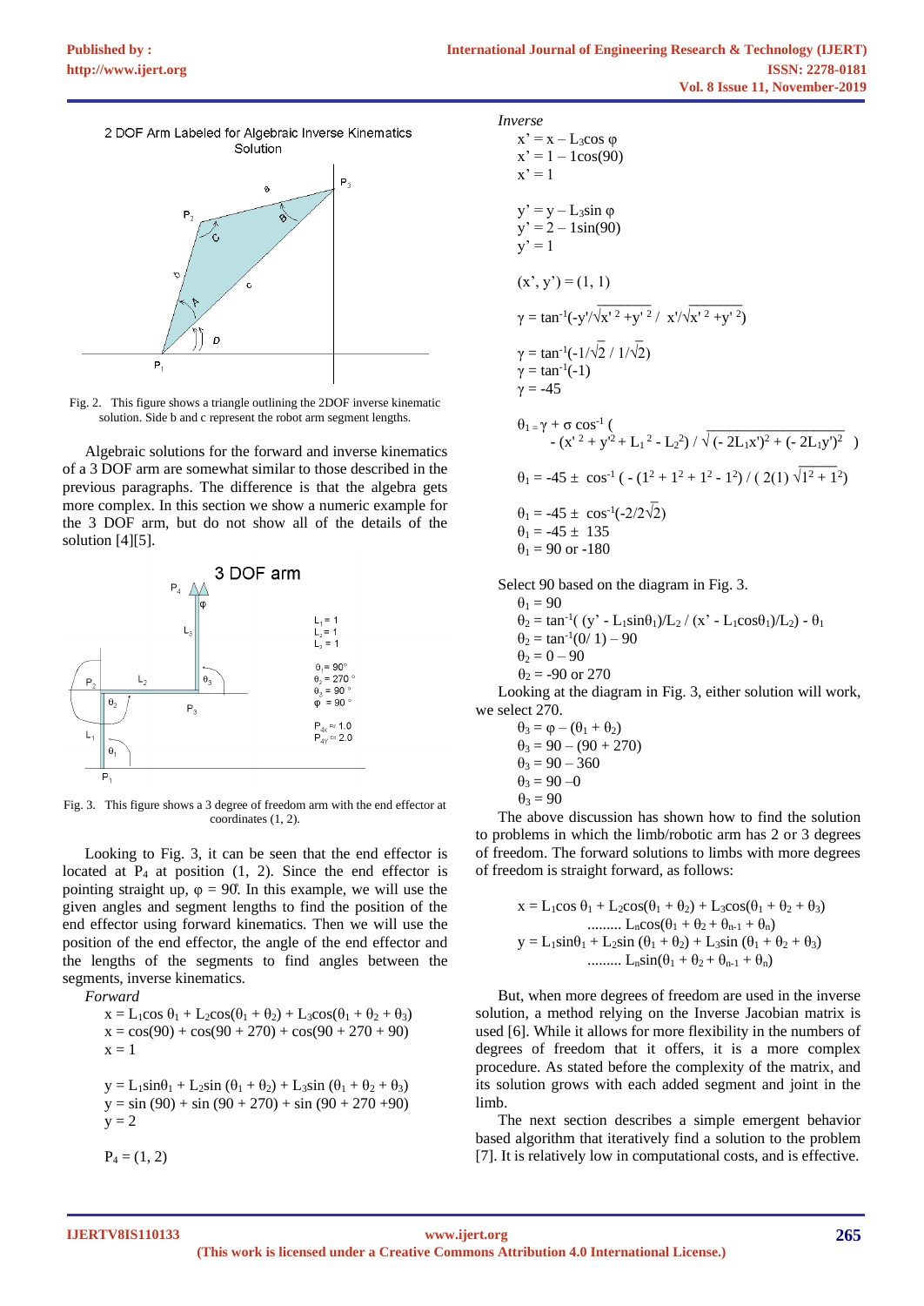Fig. 2. This figure shows a triangle outlining the 2DOF inverse kinematic solution. Side b and c represent the robot arm segment lengths.

Algebraic solutions for the forward and inverse kinematics of a 3 DOF arm are somewhat similar to those described in the previous paragraphs. The difference is that the algebra gets more complex. In this section we show a numeric example for the 3 DOF arm, but do not show all of the details of the solution [4][5].

Fig. 3. This figure shows a 3 degree of freedom arm with the end effector at coordinates (1, 2).

Looking to Fig. 3, it can be seen that the end effector is located at $P_4$ at position (1, 2). Since the end effector is pointing straight up, $\varphi = 90°$. In this example, we will use the given angles and segment lengths to find the position of the end effector using forward kinematics. Then we will use the position of the end effector, the angle of the end effector and the lengths of the segments to find angles between the segments, inverse kinematics.

*Forward*

$$x = L_1\cos\theta_1 + L_2\cos(\theta_1 + \theta_2) + L_3\cos(\theta_1 + \theta_2 + \theta_3)$$
$$x = \cos(90) + \cos(90 + 270) + \cos(90 + 270 + 90)$$
$$x = 1$$

$$y = L_1\sin\theta_1 + L_2\sin(\theta_1 + \theta_2) + L_3\sin(\theta_1 + \theta_2 + \theta_3)$$
$$y = \sin(90) + \sin(90 + 270) + \sin(90 + 270 + 90)$$
$$y = 2$$

$$P_4 = (1, 2)$$

*Inverse*

$$x' = x - L_3\cos\varphi$$
$$x' = 1 - 1\cos(90)$$
$$x' = 1$$

$$y' = y - L_3\sin\varphi$$
$$y' = 2 - 1\sin(90)$$
$$y' = 1$$

$$(x', y') = (1, 1)$$

$$\gamma = \tan^{-1}(-y'/\sqrt{x'^2 + y'^2} \;/\; x'/\sqrt{x'^2 + y'^2})$$

$$\gamma = \tan^{-1}(-1/\sqrt{2} \;/\; 1/\sqrt{2})$$
$$\gamma = \tan^{-1}(-1)$$
$$\gamma = -45$$

$$\theta_1 = \gamma + \sigma\cos^{-1}\left(-(x'^2 + y'^2 + L_1^2 - L_2^2) / \sqrt{(-2L_1x')^2 + (-2L_1y')^2}\right)$$

$$\theta_1 = -45 \pm \cos^{-1}\left(-(1^2 + 1^2 + 1^2 - 1^2) / (2(1)\sqrt{1^2 + 1^2})\right)$$

$$\theta_1 = -45 \pm \cos^{-1}(-2/2\sqrt{2})$$
$$\theta_1 = -45 \pm 135$$
$$\theta_1 = 90 \text{ or } -180$$

Select 90 based on the diagram in Fig. 3.

$$\theta_1 = 90$$
$$\theta_2 = \tan^{-1}((y' - L_1\sin\theta_1)/L_2 \;/\; (x' - L_1\cos\theta_1)/L_2) - \theta_1$$
$$\theta_2 = \tan^{-1}(0/1) - 90$$
$$\theta_2 = 0 - 90$$
$$\theta_2 = -90 \text{ or } 270$$

Looking at the diagram in Fig. 3, either solution will work, we select 270.

$$\theta_3 = \varphi - (\theta_1 + \theta_2)$$
$$\theta_3 = 90 - (90 + 270)$$
$$\theta_3 = 90 - 360$$
$$\theta_3 = 90 - 0$$
$$\theta_3 = 90$$

The above discussion has shown how to find the solution to problems in which the limb/robotic arm has 2 or 3 degrees of freedom. The forward solutions to limbs with more degrees of freedom is straight forward, as follows:

$$x = L_1\cos\theta_1 + L_2\cos(\theta_1 + \theta_2) + L_3\cos(\theta_1 + \theta_2 + \theta_3) \;\ldots\ldots\; L_n\cos(\theta_1 + \theta_2 + \theta_{n-1} + \theta_n)$$
$$y = L_1\sin\theta_1 + L_2\sin(\theta_1 + \theta_2) + L_3\sin(\theta_1 + \theta_2 + \theta_3) \;\ldots\ldots\; L_n\sin(\theta_1 + \theta_2 + \theta_{n-1} + \theta_n)$$

But, when more degrees of freedom are used in the inverse solution, a method relying on the Inverse Jacobian matrix is used [6]. While it allows for more flexibility in the numbers of degrees of freedom that it offers, it is a more complex procedure. As stated before the complexity of the matrix, and its solution grows with each added segment and joint in the limb.

The next section describes a simple emergent behavior based algorithm that iteratively find a solution to the problem [7]. It is relatively low in computational costs, and is effective.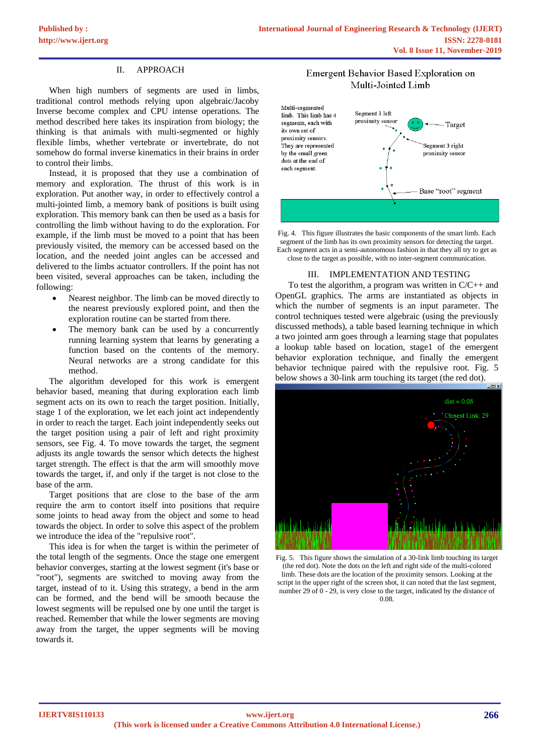## II. APPROACH

When high numbers of segments are used in limbs, traditional control methods relying upon algebraic/Jacoby Inverse become complex and CPU intense operations. The method described here takes its inspiration from biology; the thinking is that animals with multi-segmented or highly flexible limbs, whether vertebrate or invertebrate, do not somehow do formal inverse kinematics in their brains in order to control their limbs.

Instead, it is proposed that they use a combination of memory and exploration. The thrust of this work is in exploration. Put another way, in order to effectively control a multi-jointed limb, a memory bank of positions is built using exploration. This memory bank can then be used as a basis for controlling the limb without having to do the exploration. For example, if the limb must be moved to a point that has been previously visited, the memory can be accessed based on the location, and the needed joint angles can be accessed and delivered to the limbs actuator controllers. If the point has not been visited, several approaches can be taken, including the following:

- Nearest neighbor. The limb can be moved directly to the nearest previously explored point, and then the exploration routine can be started from there.
- The memory bank can be used by a concurrently running learning system that learns by generating a function based on the contents of the memory. Neural networks are a strong candidate for this method.

The algorithm developed for this work is emergent behavior based, meaning that during exploration each limb segment acts on its own to reach the target position. Initially, stage 1 of the exploration, we let each joint act independently in order to reach the target. Each joint independently seeks out the target position using a pair of left and right proximity sensors, see Fig. 4. To move towards the target, the segment adjusts its angle towards the sensor which detects the highest target strength. The effect is that the arm will smoothly move towards the target, if, and only if the target is not close to the base of the arm.

Target positions that are close to the base of the arm require the arm to contort itself into positions that require some joints to head away from the object and some to head towards the object. In order to solve this aspect of the problem we introduce the idea of the "repulsive root".

This idea is for when the target is within the perimeter of the total length of the segments. Once the stage one emergent behavior converges, starting at the lowest segment (it's base or "root"), segments are switched to moving away from the target, instead of to it. Using this strategy, a bend in the arm can be formed, and the bend will be smooth because the lowest segments will be repulsed one by one until the target is reached. Remember that while the lower segments are moving away from the target, the upper segments will be moving towards it.

Fig. 4. This figure illustrates the basic components of the smart limb. Each segment of the limb has its own proximity sensors for detecting the target. Each segment acts in a semi-autonomous fashion in that they all try to get as close to the target as possible, with no inter-segment communication.

## III. IMPLEMENTATION AND TESTING

To test the algorithm, a program was written in C/C++ and OpenGL graphics. The arms are instantiated as objects in which the number of segments is an input parameter. The control techniques tested were algebraic (using the previously discussed methods), a table based learning technique in which a two jointed arm goes through a learning stage that populates a lookup table based on location, stage1 of the emergent behavior exploration technique, and finally the emergent behavior technique paired with the repulsive root. Fig. 5 below shows a 30-link arm touching its target (the red dot).

Fig. 5. This figure shows the simulation of a 30-link limb touching its target (the red dot). Note the dots on the left and right side of the multi-colored limb. These dots are the location of the proximity sensors. Looking at the script in the upper right of the screen shot, it can noted that the last segment, number 29 of 0 - 29, is very close to the target, indicated by the distance of 0.08.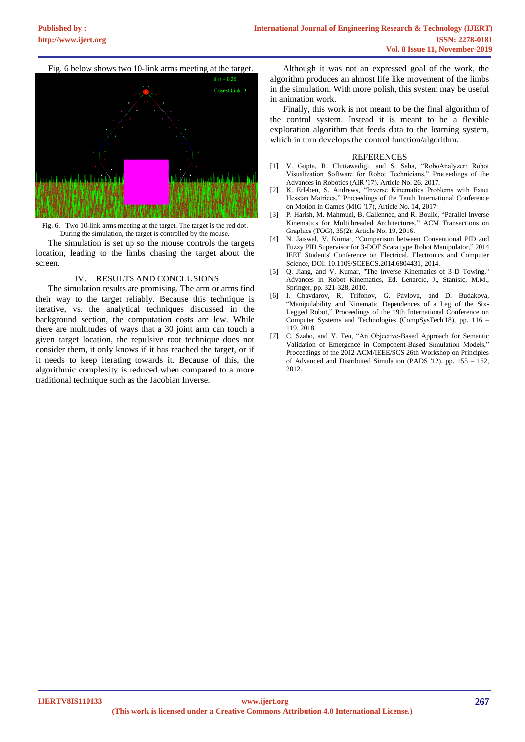Fig. 6 below shows two 10-link arms meeting at the target.

dist = 0.25

Closest Link: 9

Fig. 6. Two 10-link arms meeting at the target. The target is the red dot. During the simulation, the target is controlled by the mouse.

The simulation is set up so the mouse controls the targets location, leading to the limbs chasing the target about the screen.

## IV. RESULTS AND CONCLUSIONS

The simulation results are promising. The arm or arms find their way to the target reliably. Because this technique is iterative, vs. the analytical techniques discussed in the background section, the computation costs are low. While there are multitudes of ways that a 30 joint arm can touch a given target location, the repulsive root technique does not consider them, it only knows if it has reached the target, or if it needs to keep iterating towards it. Because of this, the algorithmic complexity is reduced when compared to a more traditional technique such as the Jacobian Inverse.

Although it was not an expressed goal of the work, the algorithm produces an almost life like movement of the limbs in the simulation. With more polish, this system may be useful in animation work.

Finally, this work is not meant to be the final algorithm of the control system. Instead it is meant to be a flexible exploration algorithm that feeds data to the learning system, which in turn develops the control function/algorithm.

## REFERENCES

[1] V. Gupta, R. Chittawadigi, and S. Saha, “RoboAnalyzer: Robot Visualization Software for Robot Technicians,” Proceedings of the Advances in Robotics (AIR '17), Article No. 26, 2017.

[2] K. Erleben, S. Andrews, “Inverse Kinematics Problems with Exact Hessian Matrices,” Proceedings of the Tenth International Conference on Motion in Games (MIG '17), Article No. 14, 2017.

[3] P. Harish, M. Mahmudi, B. Callennec, and R. Boulic, “Parallel Inverse Kinematics for Multithreaded Architectures,” ACM Transactions on Graphics (TOG), 35(2): Article No. 19, 2016.

[4] N. Jaiswal, V. Kumar, “Comparison between Conventional PID and Fuzzy PID Supervisor for 3-DOF Scara type Robot Manipulator,” 2014 IEEE Students' Conference on Electrical, Electronics and Computer Science, DOI: 10.1109/SCEECS.2014.6804431, 2014.

[5] Q. Jiang, and V. Kumar, "The Inverse Kinematics of 3-D Towing," Advances in Robot Kinematics, Ed. Lenarcic, J., Stanisic, M.M., Springer, pp. 321-328, 2010.

[6] I. Chavdarov, R. Trifonov, G. Pavlova, and D. Budakova, “Manipulability and Kinematic Dependences of a Leg of the Six-Legged Robot,” Proceedings of the 19th International Conference on Computer Systems and Technologies (CompSysTech'18), pp. 116 – 119, 2018.

[7] C. Szabo, and Y. Teo, “An Objective-Based Approach for Semantic Validation of Emergence in Component-Based Simulation Models,” Proceedings of the 2012 ACM/IEEE/SCS 26th Workshop on Principles of Advanced and Distributed Simulation (PADS '12), pp. 155 – 162, 2012.